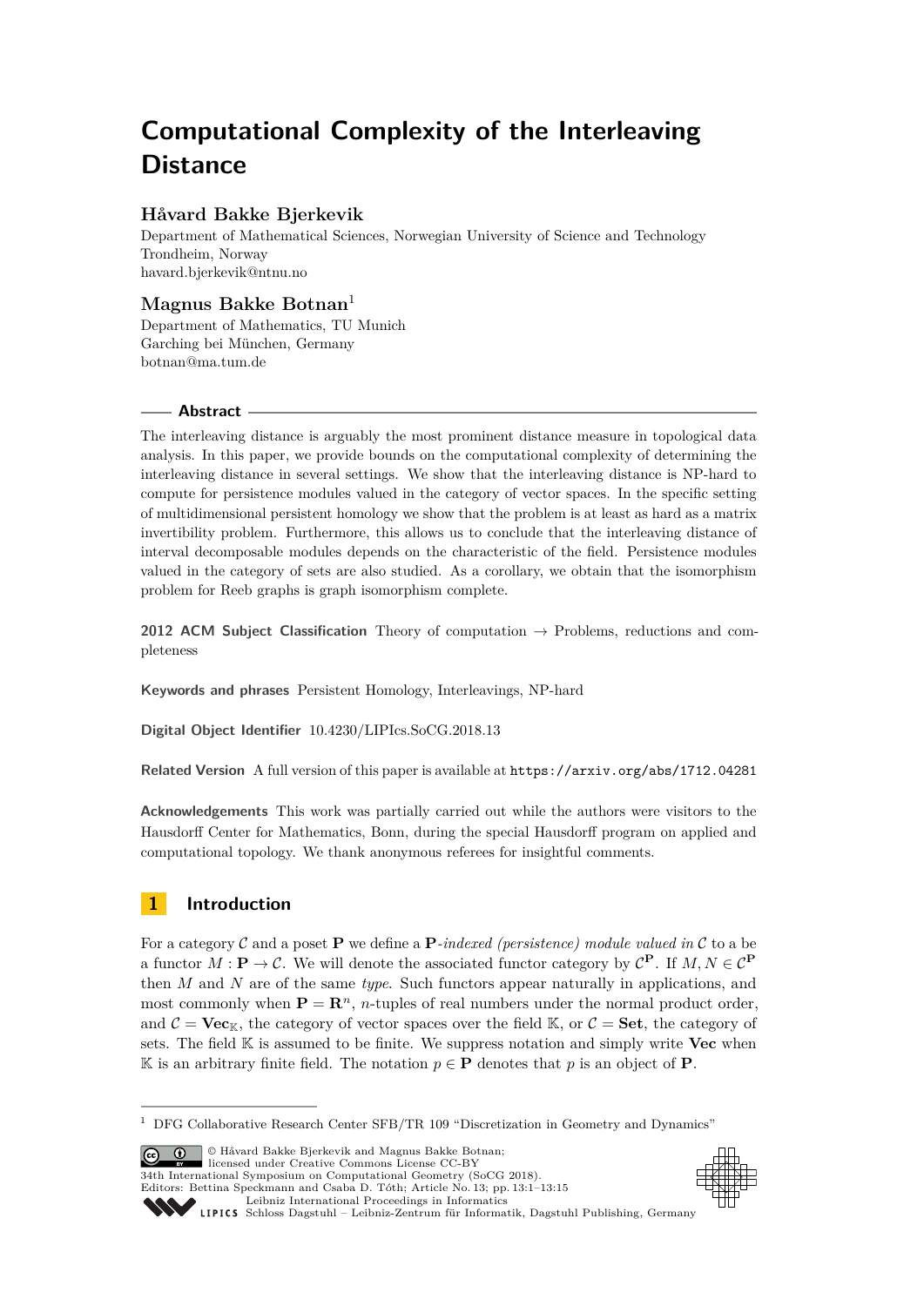# Computational Complexity of the Interleaving Distance

## Håvard Bakke Bjerkevik

Department of Mathematical Sciences, Norwegian University of Science and Technology
Trondheim, Norway
havard.bjerkevik@ntnu.no

## Magnus Bakke Botnan[1]

Department of Mathematics, TU Munich
Garching bei München, Germany
botnan@ma.tum.de

### Abstract

The interleaving distance is arguably the most prominent distance measure in topological data analysis. In this paper, we provide bounds on the computational complexity of determining the interleaving distance in several settings. We show that the interleaving distance is NP-hard to compute for persistence modules valued in the category of vector spaces. In the specific setting of multidimensional persistent homology we show that the problem is at least as hard as a matrix invertibility problem. Furthermore, this allows us to conclude that the interleaving distance of interval decomposable modules depends on the characteristic of the field. Persistence modules valued in the category of sets are also studied. As a corollary, we obtain that the isomorphism problem for Reeb graphs is graph isomorphism complete.

**2012 ACM Subject Classification** Theory of computation → Problems, reductions and completeness

**Keywords and phrases** Persistent Homology, Interleavings, NP-hard

**Digital Object Identifier** 10.4230/LIPIcs.SoCG.2018.13

**Related Version** A full version of this paper is available at `https://arxiv.org/abs/1712.04281`

**Acknowledgements** This work was partially carried out while the authors were visitors to the Hausdorff Center for Mathematics, Bonn, during the special Hausdorff program on applied and computational topology. We thank anonymous referees for insightful comments.

## 1 Introduction

For a category $\mathcal{C}$ and a poset $\mathbf{P}$ we define a $\mathbf{P}$*-indexed (persistence) module valued in* $\mathcal{C}$ to a be a functor $M : \mathbf{P} \to \mathcal{C}$. We will denote the associated functor category by $\mathcal{C}^{\mathbf{P}}$. If $M, N \in \mathcal{C}^{\mathbf{P}}$ then $M$ and $N$ are of the same *type*. Such functors appear naturally in applications, and most commonly when $\mathbf{P} = \mathbf{R}^n$, $n$-tuples of real numbers under the normal product order, and $\mathcal{C} = \mathbf{Vec}_{\mathbb{K}}$, the category of vector spaces over the field $\mathbb{K}$, or $\mathcal{C} = \mathbf{Set}$, the category of sets. The field $\mathbb{K}$ is assumed to be finite. We suppress notation and simply write $\mathbf{Vec}$ when $\mathbb{K}$ is an arbitrary finite field. The notation $p \in \mathbf{P}$ denotes that $p$ is an object of $\mathbf{P}$.

[1] DFG Collaborative Research Center SFB/TR 109 "Discretization in Geometry and Dynamics"

© Håvard Bakke Bjerkevik and Magnus Bakke Botnan;
licensed under Creative Commons License CC-BY
34th International Symposium on Computational Geometry (SoCG 2018).
Editors: Bettina Speckmann and Csaba D. Tóth; Article No. 13; pp. 13:1–13:15
Leibniz International Proceedings in Informatics
Schloss Dagstuhl – Leibniz-Zentrum für Informatik, Dagstuhl Publishing, Germany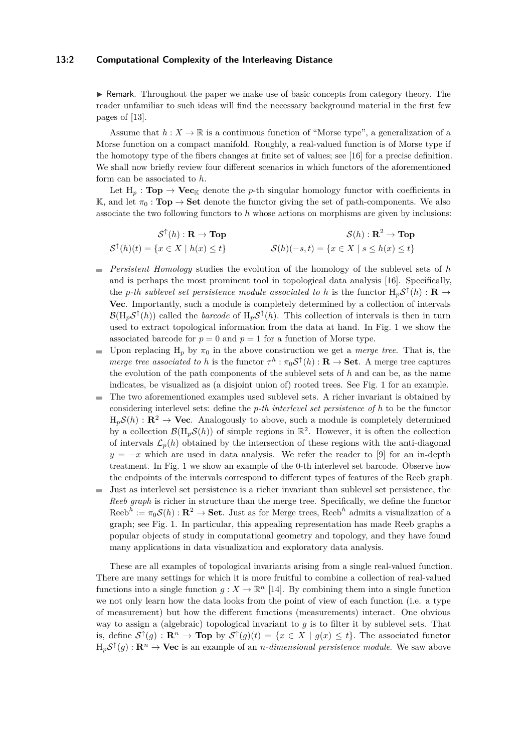▶ Remark. Throughout the paper we make use of basic concepts from category theory. The reader unfamiliar to such ideas will find the necessary background material in the first few pages of [13].

Assume that $h : X \to \mathbb{R}$ is a continuous function of "Morse type", a generalization of a Morse function on a compact manifold. Roughly, a real-valued function is of Morse type if the homotopy type of the fibers changes at finite set of values; see [16] for a precise definition. We shall now briefly review four different scenarios in which functors of the aforementioned form can be associated to $h$.

Let $\mathrm{H}_p : \mathbf{Top} \to \mathbf{Vec}_{\mathbb{K}}$ denote the $p$-th singular homology functor with coefficients in $\mathbb{K}$, and let $\pi_0 : \mathbf{Top} \to \mathbf{Set}$ denote the functor giving the set of path-components. We also associate the two following functors to $h$ whose actions on morphisms are given by inclusions:

$$\mathcal{S}^{\uparrow}(h) : \mathbf{R} \to \mathbf{Top} \qquad\qquad \mathcal{S}(h) : \mathbf{R}^2 \to \mathbf{Top}$$

$$\mathcal{S}^{\uparrow}(h)(t) = \{x \in X \mid h(x) \leq t\} \qquad\qquad \mathcal{S}(h)(-s,t) = \{x \in X \mid s \leq h(x) \leq t\}$$

- *Persistent Homology* studies the evolution of the homology of the sublevel sets of $h$ and is perhaps the most prominent tool in topological data analysis [16]. Specifically, the *$p$-th sublevel set persistence module associated to* $h$ is the functor $\mathrm{H}_p\mathcal{S}^{\uparrow}(h) : \mathbf{R} \to \mathbf{Vec}$. Importantly, such a module is completely determined by a collection of intervals $\mathcal{B}(\mathrm{H}_p\mathcal{S}^{\uparrow}(h))$ called the *barcode* of $\mathrm{H}_p\mathcal{S}^{\uparrow}(h)$. This collection of intervals is then in turn used to extract topological information from the data at hand. In Fig. 1 we show the associated barcode for $p = 0$ and $p = 1$ for a function of Morse type.
- Upon replacing $\mathrm{H}_p$ by $\pi_0$ in the above construction we get a *merge tree*. That is, the *merge tree associated to* $h$ is the functor $\tau^h : \pi_0\mathcal{S}^{\uparrow}(h) : \mathbf{R} \to \mathbf{Set}$. A merge tree captures the evolution of the path components of the sublevel sets of $h$ and can be, as the name indicates, be visualized as (a disjoint union of) rooted trees. See Fig. 1 for an example.
- The two aforementioned examples used sublevel sets. A richer invariant is obtained by considering interlevel sets: define the *$p$-th interlevel set persistence of* $h$ to be the functor $\mathrm{H}_p\mathcal{S}(h) : \mathbf{R}^2 \to \mathbf{Vec}$. Analogously to above, such a module is completely determined by a collection $\mathcal{B}(\mathrm{H}_p\mathcal{S}(h))$ of simple regions in $\mathbb{R}^2$. However, it is often the collection of intervals $\mathcal{L}_p(h)$ obtained by the intersection of these regions with the anti-diagonal $y = -x$ which are used in data analysis. We refer the reader to [9] for an in-depth treatment. In Fig. 1 we show an example of the 0-th interlevel set barcode. Observe how the endpoints of the intervals correspond to different types of features of the Reeb graph.
- Just as interlevel set persistence is a richer invariant than sublevel set persistence, the *Reeb graph* is richer in structure than the merge tree. Specifically, we define the functor $\mathrm{Reeb}^h := \pi_0\mathcal{S}(h) : \mathbf{R}^2 \to \mathbf{Set}$. Just as for Merge trees, $\mathrm{Reeb}^h$ admits a visualization of a graph; see Fig. 1. In particular, this appealing representation has made Reeb graphs a popular objects of study in computational geometry and topology, and they have found many applications in data visualization and exploratory data analysis.

These are all examples of topological invariants arising from a single real-valued function. There are many settings for which it is more fruitful to combine a collection of real-valued functions into a single function $g : X \to \mathbb{R}^n$ [14]. By combining them into a single function we not only learn how the data looks from the point of view of each function (i.e. a type of measurement) but how the different functions (measurements) interact. One obvious way to assign a (algebraic) topological invariant to $g$ is to filter it by sublevel sets. That is, define $\mathcal{S}^{\uparrow}(g) : \mathbf{R}^n \to \mathbf{Top}$ by $\mathcal{S}^{\uparrow}(g)(t) = \{x \in X \mid g(x) \leq t\}$. The associated functor $\mathrm{H}_p\mathcal{S}^{\uparrow}(g) : \mathbf{R}^n \to \mathbf{Vec}$ is an example of an *$n$-dimensional persistence module*. We saw above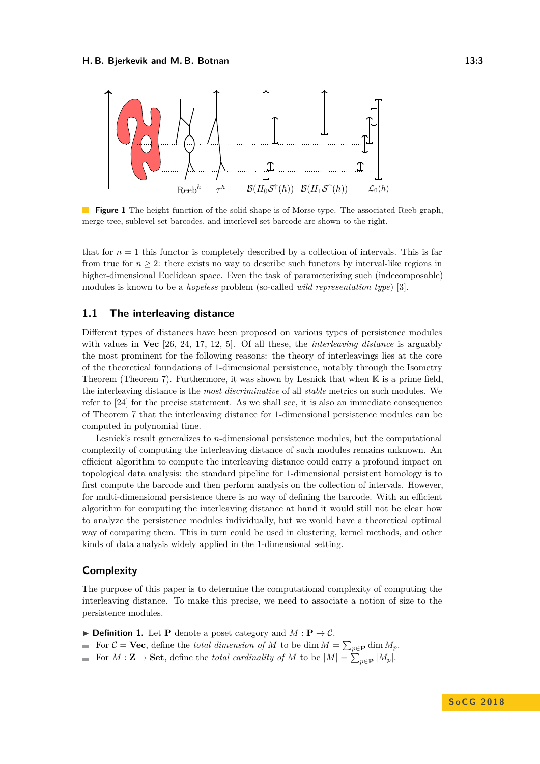**Figure 1** The height function of the solid shape is of Morse type. The associated Reeb graph, merge tree, sublevel set barcodes, and interlevel set barcode are shown to the right.

that for $n = 1$ this functor is completely described by a collection of intervals. This is far from true for $n \geq 2$: there exists no way to describe such functors by interval-like regions in higher-dimensional Euclidean space. Even the task of parameterizing such (indecomposable) modules is known to be a *hopeless* problem (so-called *wild representation type*) [3].

## 1.1 The interleaving distance

Different types of distances have been proposed on various types of persistence modules with values in **Vec** [26, 24, 17, 12, 5]. Of all these, the *interleaving distance* is arguably the most prominent for the following reasons: the theory of interleavings lies at the core of the theoretical foundations of 1-dimensional persistence, notably through the Isometry Theorem (Theorem 7). Furthermore, it was shown by Lesnick that when $\mathbb{K}$ is a prime field, the interleaving distance is the *most discriminative* of all *stable* metrics on such modules. We refer to [24] for the precise statement. As we shall see, it is also an immediate consequence of Theorem 7 that the interleaving distance for 1-dimensional persistence modules can be computed in polynomial time.

Lesnick's result generalizes to $n$-dimensional persistence modules, but the computational complexity of computing the interleaving distance of such modules remains unknown. An efficient algorithm to compute the interleaving distance could carry a profound impact on topological data analysis: the standard pipeline for 1-dimensional persistent homology is to first compute the barcode and then perform analysis on the collection of intervals. However, for multi-dimensional persistence there is no way of defining the barcode. With an efficient algorithm for computing the interleaving distance at hand it would still not be clear how to analyze the persistence modules individually, but we would have a theoretical optimal way of comparing them. This in turn could be used in clustering, kernel methods, and other kinds of data analysis widely applied in the 1-dimensional setting.

## Complexity

The purpose of this paper is to determine the computational complexity of computing the interleaving distance. To make this precise, we need to associate a notion of size to the persistence modules.

▶ **Definition 1.** Let $\mathbf{P}$ denote a poset category and $M : \mathbf{P} \to \mathcal{C}$.

- For $\mathcal{C} = \mathbf{Vec}$, define the *total dimension of* $M$ to be $\dim M = \sum_{p \in \mathbf{P}} \dim M_p$.
- For $M : \mathbf{Z} \to \mathbf{Set}$, define the *total cardinality of* $M$ to be $|M| = \sum_{p \in \mathbf{P}} |M_p|$.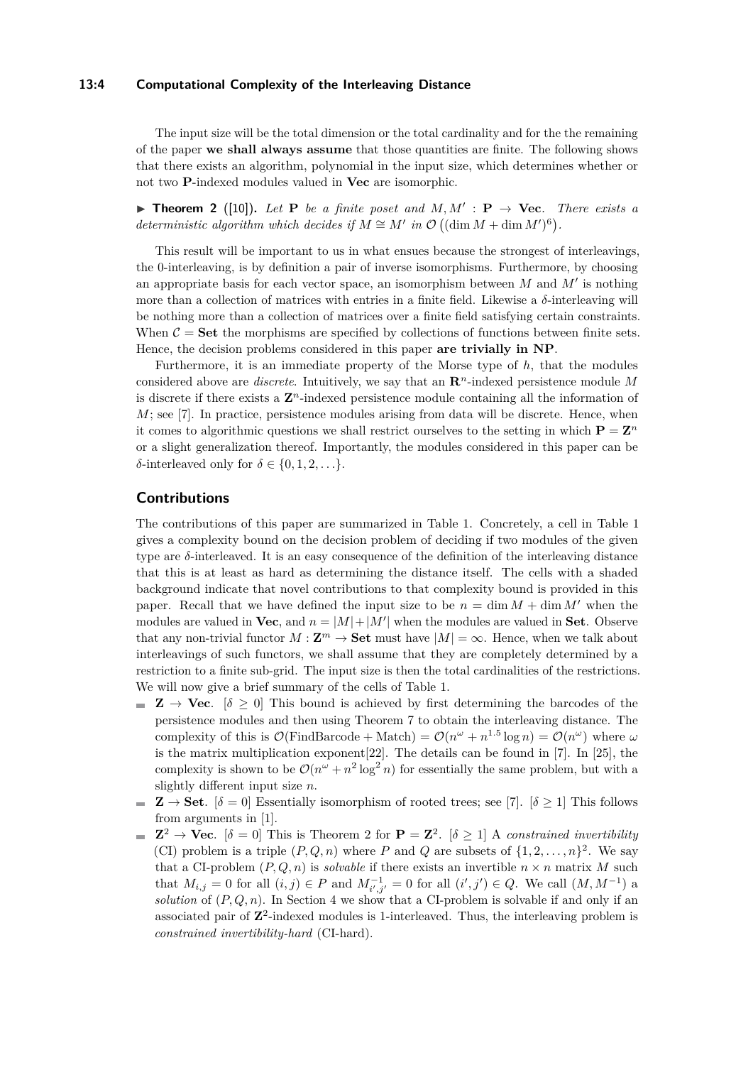The input size will be the total dimension or the total cardinality and for the the remaining of the paper **we shall always assume** that those quantities are finite. The following shows that there exists an algorithm, polynomial in the input size, which determines whether or not two $\mathbf{P}$-indexed modules valued in $\mathbf{Vec}$ are isomorphic.

▶ **Theorem 2** ([10]). *Let $\mathbf{P}$ be a finite poset and $M, M' : \mathbf{P} \to \mathbf{Vec}$. There exists a deterministic algorithm which decides if $M \cong M'$ in $\mathcal{O}\left((\dim M + \dim M')^6\right)$.*

This result will be important to us in what ensues because the strongest of interleavings, the 0-interleaving, is by definition a pair of inverse isomorphisms. Furthermore, by choosing an appropriate basis for each vector space, an isomorphism between $M$ and $M'$ is nothing more than a collection of matrices with entries in a finite field. Likewise a $\delta$-interleaving will be nothing more than a collection of matrices over a finite field satisfying certain constraints. When $\mathcal{C} = \mathbf{Set}$ the morphisms are specified by collections of functions between finite sets. Hence, the decision problems considered in this paper **are trivially in NP**.

Furthermore, it is an immediate property of the Morse type of $h$, that the modules considered above are *discrete*. Intuitively, we say that an $\mathbf{R}^n$-indexed persistence module $M$ is discrete if there exists a $\mathbf{Z}^n$-indexed persistence module containing all the information of $M$; see [7]. In practice, persistence modules arising from data will be discrete. Hence, when it comes to algorithmic questions we shall restrict ourselves to the setting in which $\mathbf{P} = \mathbf{Z}^n$ or a slight generalization thereof. Importantly, the modules considered in this paper can be $\delta$-interleaved only for $\delta \in \{0, 1, 2, \ldots\}$.

## Contributions

The contributions of this paper are summarized in Table 1. Concretely, a cell in Table 1 gives a complexity bound on the decision problem of deciding if two modules of the given type are $\delta$-interleaved. It is an easy consequence of the definition of the interleaving distance that this is at least as hard as determining the distance itself. The cells with a shaded background indicate that novel contributions to that complexity bound is provided in this paper. Recall that we have defined the input size to be $n = \dim M + \dim M'$ when the modules are valued in $\mathbf{Vec}$, and $n = |M| + |M'|$ when the modules are valued in $\mathbf{Set}$. Observe that any non-trivial functor $M : \mathbf{Z}^m \to \mathbf{Set}$ must have $|M| = \infty$. Hence, when we talk about interleavings of such functors, we shall assume that they are completely determined by a restriction to a finite sub-grid. The input size is then the total cardinalities of the restrictions. We will now give a brief summary of the cells of Table 1.

- $\mathbf{Z} \to \mathbf{Vec}$. [$\delta \geq 0$] This bound is achieved by first determining the barcodes of the persistence modules and then using Theorem 7 to obtain the interleaving distance. The complexity of this is $\mathcal{O}(\text{FindBarcode} + \text{Match}) = \mathcal{O}(n^\omega + n^{1.5}\log n) = \mathcal{O}(n^\omega)$ where $\omega$ is the matrix multiplication exponent[22]. The details can be found in [7]. In [25], the complexity is shown to be $\mathcal{O}(n^\omega + n^2\log^2 n)$ for essentially the same problem, but with a slightly different input size $n$.
- $\mathbf{Z} \to \mathbf{Set}$. [$\delta = 0$] Essentially isomorphism of rooted trees; see [7]. [$\delta \geq 1$] This follows from arguments in [1].
- $\mathbf{Z}^2 \to \mathbf{Vec}$. [$\delta = 0$] This is Theorem 2 for $\mathbf{P} = \mathbf{Z}^2$. [$\delta \geq 1$] A *constrained invertibility* (CI) problem is a triple $(P, Q, n)$ where $P$ and $Q$ are subsets of $\{1, 2, \ldots, n\}^2$. We say that a CI-problem $(P, Q, n)$ is *solvable* if there exists an invertible $n \times n$ matrix $M$ such that $M_{i,j} = 0$ for all $(i,j) \in P$ and $M^{-1}_{i',j'} = 0$ for all $(i', j') \in Q$. We call $(M, M^{-1})$ a *solution* of $(P, Q, n)$. In Section 4 we show that a CI-problem is solvable if and only if an associated pair of $\mathbf{Z}^2$-indexed modules is 1-interleaved. Thus, the interleaving problem is *constrained invertibility-hard* (CI-hard).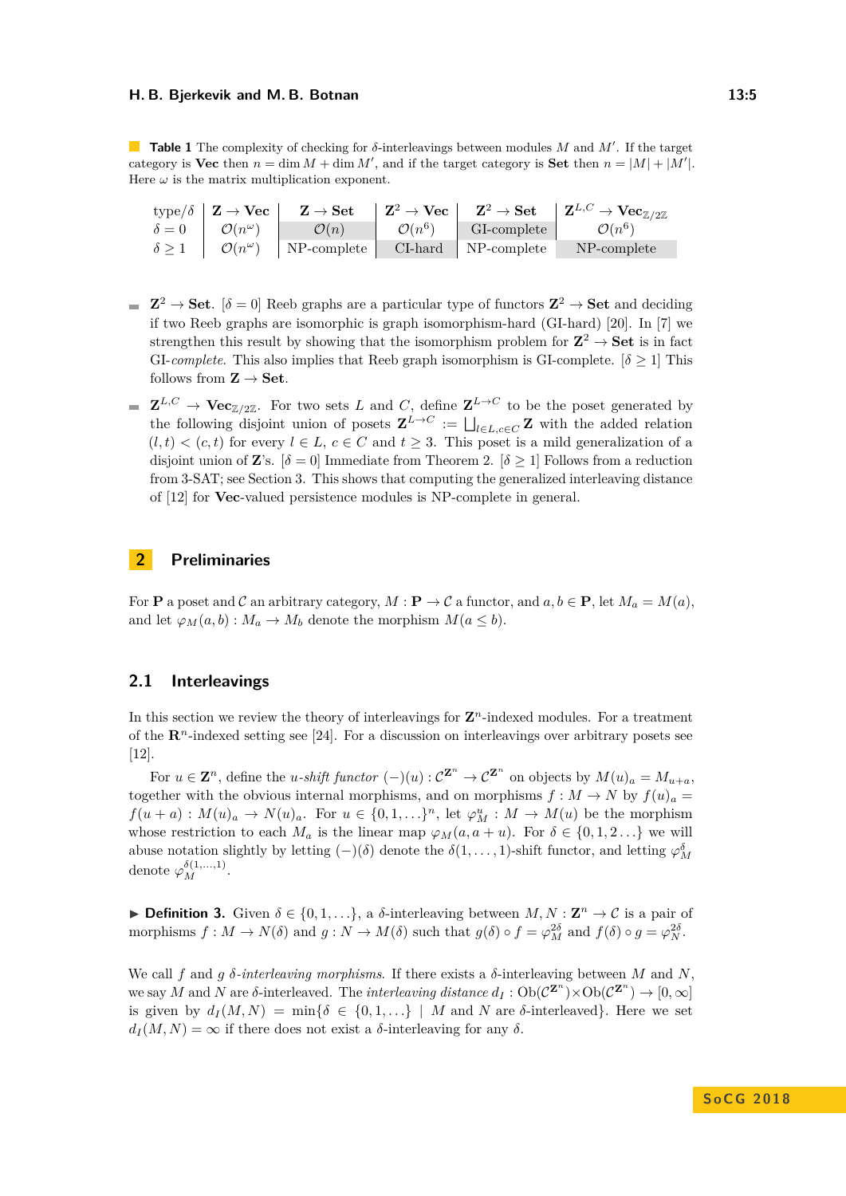**Table 1** The complexity of checking for $\delta$-interleavings between modules $M$ and $M'$. If the target category is **Vec** then $n = \dim M + \dim M'$, and if the target category is **Set** then $n = |M| + |M'|$. Here $\omega$ is the matrix multiplication exponent.

| type/$\delta$ | $\mathbf{Z} \to \mathbf{Vec}$ | $\mathbf{Z} \to \mathbf{Set}$ | $\mathbf{Z}^2 \to \mathbf{Vec}$ | $\mathbf{Z}^2 \to \mathbf{Set}$ | $\mathbf{Z}^{L,C} \to \mathbf{Vec}_{\mathbb{Z}/2\mathbb{Z}}$ |
|---|---|---|---|---|---|
| $\delta = 0$ | $\mathcal{O}(n^\omega)$ | $\mathcal{O}(n)$ | $\mathcal{O}(n^6)$ | GI-complete | $\mathcal{O}(n^6)$ |
| $\delta \geq 1$ | $\mathcal{O}(n^\omega)$ | NP-complete | CI-hard | NP-complete | NP-complete |

- $\mathbf{Z}^2 \to \mathbf{Set}$. [$\delta = 0$] Reeb graphs are a particular type of functors $\mathbf{Z}^2 \to \mathbf{Set}$ and deciding if two Reeb graphs are isomorphic is graph isomorphism-hard (GI-hard) [20]. In [7] we strengthen this result by showing that the isomorphism problem for $\mathbf{Z}^2 \to \mathbf{Set}$ is in fact GI-*complete*. This also implies that Reeb graph isomorphism is GI-complete. [$\delta \geq 1$] This follows from $\mathbf{Z} \to \mathbf{Set}$.
- $\mathbf{Z}^{L,C} \to \mathbf{Vec}_{\mathbb{Z}/2\mathbb{Z}}$. For two sets $L$ and $C$, define $\mathbf{Z}^{L \to C}$ to be the poset generated by the following disjoint union of posets $\mathbf{Z}^{L \to C} := \bigsqcup_{l \in L, c \in C} \mathbf{Z}$ with the added relation $(l,t) < (c,t)$ for every $l \in L$, $c \in C$ and $t \geq 3$. This poset is a mild generalization of a disjoint union of $\mathbf{Z}$'s. [$\delta = 0$] Immediate from Theorem 2. [$\delta \geq 1$] Follows from a reduction from 3-SAT; see Section 3. This shows that computing the generalized interleaving distance of [12] for **Vec**-valued persistence modules is NP-complete in general.

## 2 Preliminaries

For $\mathbf{P}$ a poset and $\mathcal{C}$ an arbitrary category, $M : \mathbf{P} \to \mathcal{C}$ a functor, and $a, b \in \mathbf{P}$, let $M_a = M(a)$, and let $\varphi_M(a,b) : M_a \to M_b$ denote the morphism $M(a \leq b)$.

### 2.1 Interleavings

In this section we review the theory of interleavings for $\mathbf{Z}^n$-indexed modules. For a treatment of the $\mathbf{R}^n$-indexed setting see [24]. For a discussion on interleavings over arbitrary posets see [12].

For $u \in \mathbf{Z}^n$, define the *$u$-shift functor* $(-)(u) : \mathcal{C}^{\mathbf{Z}^n} \to \mathcal{C}^{\mathbf{Z}^n}$ on objects by $M(u)_a = M_{u+a}$, together with the obvious internal morphisms, and on morphisms $f : M \to N$ by $f(u)_a = f(u+a) : M(u)_a \to N(u)_a$. For $u \in \{0, 1, \ldots\}^n$, let $\varphi_M^u : M \to M(u)$ be the morphism whose restriction to each $M_a$ is the linear map $\varphi_M(a, a+u)$. For $\delta \in \{0, 1, 2 \ldots\}$ we will abuse notation slightly by letting $(-)(\delta)$ denote the $\delta(1, \ldots, 1)$-shift functor, and letting $\varphi_M^\delta$ denote $\varphi_M^{\delta(1,\ldots,1)}$.

▶ **Definition 3.** Given $\delta \in \{0, 1, \ldots\}$, a $\delta$-interleaving between $M, N : \mathbf{Z}^n \to \mathcal{C}$ is a pair of morphisms $f : M \to N(\delta)$ and $g : N \to M(\delta)$ such that $g(\delta) \circ f = \varphi_M^{2\delta}$ and $f(\delta) \circ g = \varphi_N^{2\delta}$.

We call $f$ and $g$ *$\delta$-interleaving morphisms*. If there exists a $\delta$-interleaving between $M$ and $N$, we say $M$ and $N$ are $\delta$-interleaved. The *interleaving distance* $d_I : \mathrm{Ob}(\mathcal{C}^{\mathbf{Z}^n}) \times \mathrm{Ob}(\mathcal{C}^{\mathbf{Z}^n}) \to [0, \infty]$ is given by $d_I(M, N) = \min\{\delta \in \{0, 1, \ldots\} \mid M \text{ and } N \text{ are } \delta\text{-interleaved}\}$. Here we set $d_I(M, N) = \infty$ if there does not exist a $\delta$-interleaving for any $\delta$.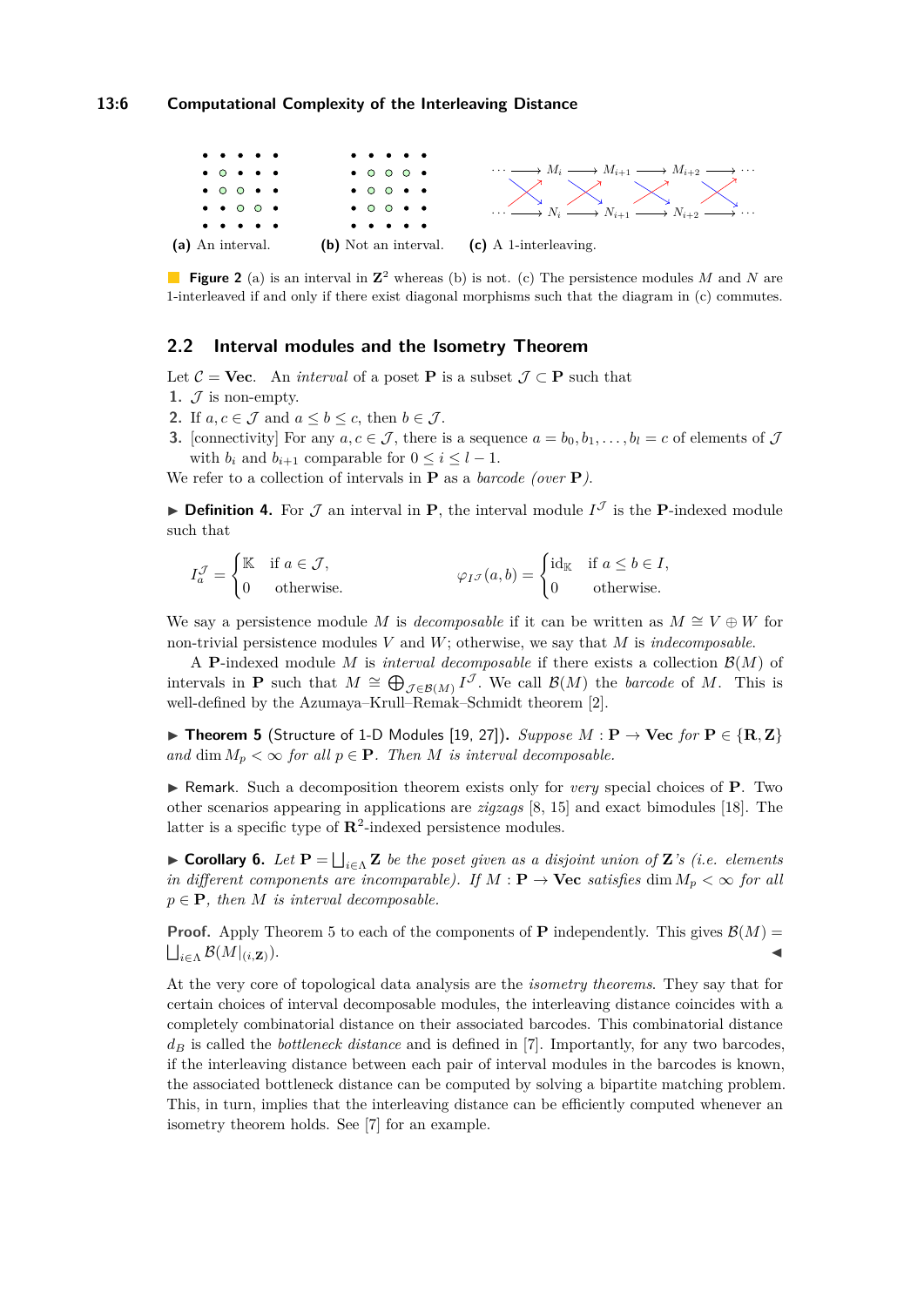(a) An interval. (b) Not an interval. (c) A 1-interleaving.

**Figure 2** (a) is an interval in $\mathbf{Z}^2$ whereas (b) is not. (c) The persistence modules $M$ and $N$ are 1-interleaved if and only if there exist diagonal morphisms such that the diagram in (c) commutes.

## 2.2 Interval modules and the Isometry Theorem

Let $\mathcal{C} = \mathbf{Vec}$. An *interval* of a poset $\mathbf{P}$ is a subset $\mathcal{J} \subset \mathbf{P}$ such that

1. $\mathcal{J}$ is non-empty.
2. If $a, c \in \mathcal{J}$ and $a \leq b \leq c$, then $b \in \mathcal{J}$.
3. [connectivity] For any $a, c \in \mathcal{J}$, there is a sequence $a = b_0, b_1, \ldots, b_l = c$ of elements of $\mathcal{J}$ with $b_i$ and $b_{i+1}$ comparable for $0 \leq i \leq l-1$.

We refer to a collection of intervals in $\mathbf{P}$ as a *barcode (over* $\mathbf{P}$*)*.

▶ **Definition 4.** For $\mathcal{J}$ an interval in $\mathbf{P}$, the interval module $I^{\mathcal{J}}$ is the $\mathbf{P}$-indexed module such that

$$I^{\mathcal{J}}_a = \begin{cases} \mathbb{K} & \text{if } a \in \mathcal{J}, \\ 0 & \text{otherwise.} \end{cases} \qquad \varphi_{I^{\mathcal{J}}}(a,b) = \begin{cases} \mathrm{id}_{\mathbb{K}} & \text{if } a \leq b \in I, \\ 0 & \text{otherwise.} \end{cases}$$

We say a persistence module $M$ is *decomposable* if it can be written as $M \cong V \oplus W$ for non-trivial persistence modules $V$ and $W$; otherwise, we say that $M$ is *indecomposable*.

A $\mathbf{P}$-indexed module $M$ is *interval decomposable* if there exists a collection $\mathcal{B}(M)$ of intervals in $\mathbf{P}$ such that $M \cong \bigoplus_{\mathcal{J} \in \mathcal{B}(M)} I^{\mathcal{J}}$. We call $\mathcal{B}(M)$ the *barcode* of $M$. This is well-defined by the Azumaya–Krull–Remak–Schmidt theorem [2].

▶ **Theorem 5** (Structure of 1-D Modules [19, 27]). *Suppose $M : \mathbf{P} \to \mathbf{Vec}$ for $\mathbf{P} \in \{\mathbf{R}, \mathbf{Z}\}$ and $\dim M_p < \infty$ for all $p \in \mathbf{P}$. Then $M$ is interval decomposable.*

▶ Remark. Such a decomposition theorem exists only for *very* special choices of $\mathbf{P}$. Two other scenarios appearing in applications are *zigzags* [8, 15] and exact bimodules [18]. The latter is a specific type of $\mathbf{R}^2$-indexed persistence modules.

▶ **Corollary 6.** *Let $\mathbf{P} = \bigsqcup_{i \in \Lambda} \mathbf{Z}$ be the poset given as a disjoint union of $\mathbf{Z}$'s (i.e. elements in different components are incomparable). If $M : \mathbf{P} \to \mathbf{Vec}$ satisfies $\dim M_p < \infty$ for all $p \in \mathbf{P}$, then $M$ is interval decomposable.*

**Proof.** Apply Theorem 5 to each of the components of $\mathbf{P}$ independently. This gives $\mathcal{B}(M) = \bigsqcup_{i \in \Lambda} \mathcal{B}(M|_{(i,\mathbf{Z})})$. ◀

At the very core of topological data analysis are the *isometry theorems*. They say that for certain choices of interval decomposable modules, the interleaving distance coincides with a completely combinatorial distance on their associated barcodes. This combinatorial distance $d_B$ is called the *bottleneck distance* and is defined in [7]. Importantly, for any two barcodes, if the interleaving distance between each pair of interval modules in the barcodes is known, the associated bottleneck distance can be computed by solving a bipartite matching problem. This, in turn, implies that the interleaving distance can be efficiently computed whenever an isometry theorem holds. See [7] for an example.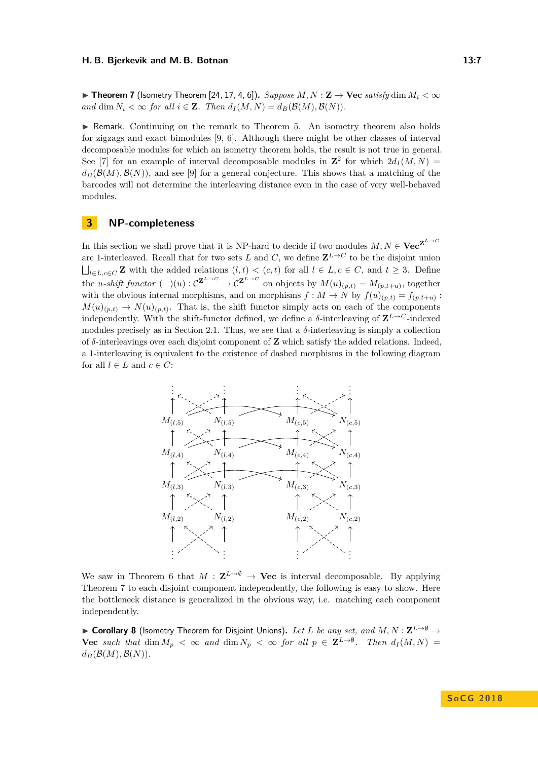▶ **Theorem 7** (Isometry Theorem [24, 17, 4, 6]). *Suppose $M, N : \mathbf{Z} \to \mathbf{Vec}$ satisfy $\dim M_i < \infty$ and $\dim N_i < \infty$ for all $i \in \mathbf{Z}$. Then $d_I(M,N) = d_B(\mathcal{B}(M), \mathcal{B}(N))$.*

▶ Remark. Continuing on the remark to Theorem 5. An isometry theorem also holds for zigzags and exact bimodules [9, 6]. Although there might be other classes of interval decomposable modules for which an isometry theorem holds, the result is not true in general. See [7] for an example of interval decomposable modules in $\mathbf{Z}^2$ for which $2d_I(M,N) = d_B(\mathcal{B}(M), \mathcal{B}(N))$, and see [9] for a general conjecture. This shows that a matching of the barcodes will not determine the interleaving distance even in the case of very well-behaved modules.

## 3 NP-completeness

In this section we shall prove that it is NP-hard to decide if two modules $M, N \in \mathbf{Vec}^{\mathbf{Z}^{L \to C}}$ are 1-interleaved. Recall that for two sets $L$ and $C$, we define $\mathbf{Z}^{L \to C}$ to be the disjoint union $\bigsqcup_{l \in L, c \in C} \mathbf{Z}$ with the added relations $(l,t) < (c,t)$ for all $l \in L, c \in C$, and $t \geq 3$. Define the *$u$-shift functor* $(-)(u) : \mathcal{C}^{\mathbf{Z}^{L \to C}} \to \mathcal{C}^{\mathbf{Z}^{L \to C}}$ on objects by $M(u)_{(p,t)} = M_{(p,t+u)}$, together with the obvious internal morphisms, and on morphisms $f : M \to N$ by $f(u)_{(p,t)} = f_{(p,t+u)} : M(u)_{(p,t)} \to N(u)_{(p,t)}$. That is, the shift functor simply acts on each of the components independently. With the shift-functor defined, we define a $\delta$-interleaving of $\mathbf{Z}^{L \to C}$-indexed modules precisely as in Section 2.1. Thus, we see that a $\delta$-interleaving is simply a collection of $\delta$-interleavings over each disjoint component of $\mathbf{Z}$ which satisfy the added relations. Indeed, a 1-interleaving is equivalent to the existence of dashed morphisms in the following diagram for all $l \in L$ and $c \in C$:

$$
\begin{array}{cccc}
\vdots & \vdots & \vdots & \vdots \\
M_{(l,5)} & N_{(l,5)} & M_{(c,5)} & N_{(c,5)} \\
M_{(l,4)} & N_{(l,4)} & M_{(c,4)} & N_{(c,4)} \\
M_{(l,3)} & N_{(l,3)} & M_{(c,3)} & N_{(c,3)} \\
M_{(l,2)} & N_{(l,2)} & M_{(c,2)} & N_{(c,2)} \\
\vdots & \vdots & \vdots & \vdots
\end{array}
$$

We saw in Theorem 6 that $M : \mathbf{Z}^{L \to \emptyset} \to \mathbf{Vec}$ is interval decomposable. By applying Theorem 7 to each disjoint component independently, the following is easy to show. Here the bottleneck distance is generalized in the obvious way, i.e. matching each component independently.

▶ **Corollary 8** (Isometry Theorem for Disjoint Unions). *Let $L$ be any set, and $M, N : \mathbf{Z}^{L \to \emptyset} \to \mathbf{Vec}$ such that $\dim M_p < \infty$ and $\dim N_p < \infty$ for all $p \in \mathbf{Z}^{L \to \emptyset}$. Then $d_I(M,N) = d_B(\mathcal{B}(M), \mathcal{B}(N))$.*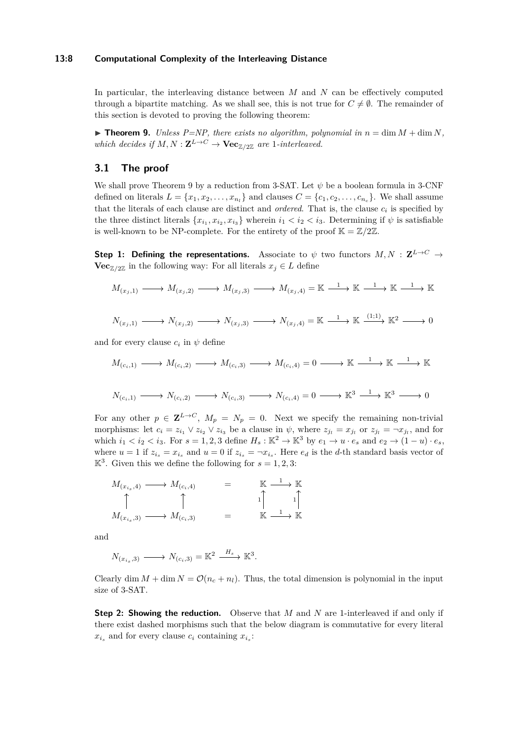In particular, the interleaving distance between $M$ and $N$ can be effectively computed through a bipartite matching. As we shall see, this is not true for $C \neq \emptyset$. The remainder of this section is devoted to proving the following theorem:

▶ **Theorem 9.** *Unless P=NP, there exists no algorithm, polynomial in $n = \dim M + \dim N$, which decides if $M, N : \mathbf{Z}^{L \to C} \to \mathbf{Vec}_{\mathbb{Z}/2\mathbb{Z}}$ are 1-interleaved.*

## 3.1 The proof

We shall prove Theorem 9 by a reduction from 3-SAT. Let $\psi$ be a boolean formula in 3-CNF defined on literals $L = \{x_1, x_2, \ldots, x_{n_l}\}$ and clauses $C = \{c_1, c_2, \ldots, c_{n_c}\}$. We shall assume that the literals of each clause are distinct and *ordered*. That is, the clause $c_i$ is specified by the three distinct literals $\{x_{i_1}, x_{i_2}, x_{i_3}\}$ wherein $i_1 < i_2 < i_3$. Determining if $\psi$ is satisfiable is well-known to be NP-complete. For the entirety of the proof $\mathbb{K} = \mathbb{Z}/2\mathbb{Z}$.

**Step 1: Defining the representations.** Associate to $\psi$ two functors $M, N : \mathbf{Z}^{L \to C} \to \mathbf{Vec}_{\mathbb{Z}/2\mathbb{Z}}$ in the following way: For all literals $x_j \in L$ define

$$M_{(x_j,1)} \longrightarrow M_{(x_j,2)} \longrightarrow M_{(x_j,3)} \longrightarrow M_{(x_j,4)} = \mathbb{K} \xrightarrow{1} \mathbb{K} \xrightarrow{1} \mathbb{K} \xrightarrow{1} \mathbb{K}$$

$$N_{(x_j,1)} \longrightarrow N_{(x_j,2)} \longrightarrow N_{(x_j,3)} \longrightarrow N_{(x_j,4)} = \mathbb{K} \xrightarrow{1} \mathbb{K} \xrightarrow{(1;1)} \mathbb{K}^2 \longrightarrow 0$$

and for every clause $c_i$ in $\psi$ define

$$M_{(c_i,1)} \longrightarrow M_{(c_i,2)} \longrightarrow M_{(c_i,3)} \longrightarrow M_{(c_i,4)} = 0 \longrightarrow \mathbb{K} \xrightarrow{1} \mathbb{K} \xrightarrow{1} \mathbb{K}$$

$$N_{(c_i,1)} \longrightarrow N_{(c_i,2)} \longrightarrow N_{(c_i,3)} \longrightarrow N_{(c_i,4)} = 0 \longrightarrow \mathbb{K}^3 \xrightarrow{1} \mathbb{K}^3 \longrightarrow 0$$

For any other $p \in \mathbf{Z}^{L \to C}$, $M_p = N_p = 0$. Next we specify the remaining non-trivial morphisms: let $c_i = z_{i_1} \vee z_{i_2} \vee z_{i_3}$ be a clause in $\psi$, where $z_{j_l} = x_{j_l}$ or $z_{j_l} = \neg x_{j_l}$, and for which $i_1 < i_2 < i_3$. For $s = 1, 2, 3$ define $H_s : \mathbb{K}^2 \to \mathbb{K}^3$ by $e_1 \to u \cdot e_s$ and $e_2 \to (1 - u) \cdot e_s$, where $u = 1$ if $z_{i_s} = x_{i_s}$ and $u = 0$ if $z_{i_s} = \neg x_{i_s}$. Here $e_d$ is the $d$-th standard basis vector of $\mathbb{K}^3$. Given this we define the following for $s = 1, 2, 3$:

$$\begin{array}{ccc} M_{(x_{i_s},4)} & \longrightarrow & M_{(c_i,4)} \\ \uparrow & & \uparrow \\ M_{(x_{i_s},3)} & \longrightarrow & M_{(c_i,3)} \end{array} \quad = \quad \begin{array}{ccc} \mathbb{K} & \xrightarrow{1} & \mathbb{K} \\ {\scriptstyle 1}\uparrow & & \uparrow{\scriptstyle 1} \\ \mathbb{K} & \xrightarrow{1} & \mathbb{K} \end{array}$$

and

$$N_{(x_{i_s},3)} \longrightarrow N_{(c_i,3)} = \mathbb{K}^2 \xrightarrow{H_s} \mathbb{K}^3.$$

Clearly $\dim M + \dim N = \mathcal{O}(n_c + n_l)$. Thus, the total dimension is polynomial in the input size of 3-SAT.

**Step 2: Showing the reduction.** Observe that $M$ and $N$ are 1-interleaved if and only if there exist dashed morphisms such that the below diagram is commutative for every literal $x_{i_s}$ and for every clause $c_i$ containing $x_{i_s}$: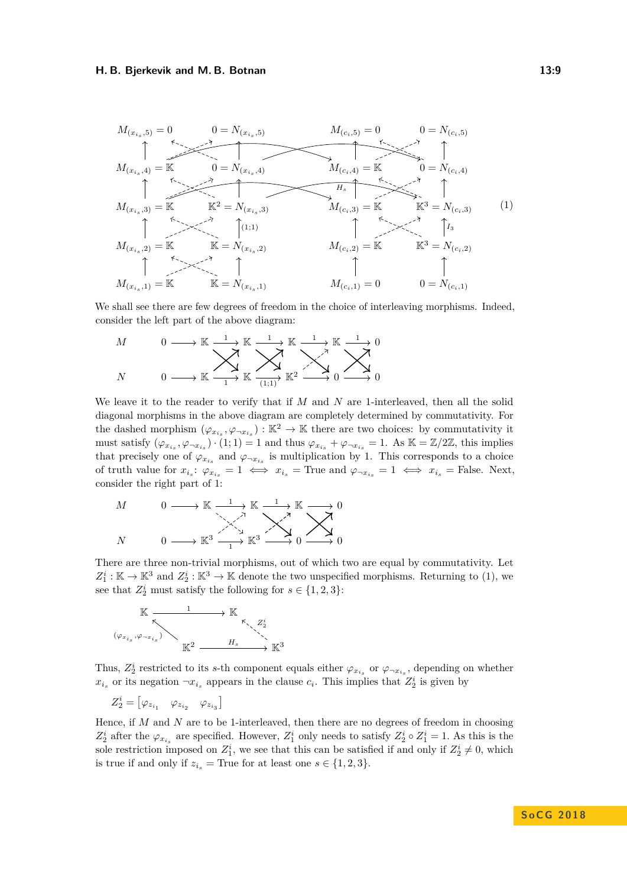$$
\begin{array}{cccccccc}
M_{(x_{i_s},5)} = 0 & & 0 = N_{(x_{i_s},5)} & & M_{(c_i,5)} = 0 & & 0 = N_{(c_i,5)} \\
M_{(x_{i_s},4)} = \mathbb{K} & & 0 = N_{(x_{i_s},4)} & & M_{(c_i,4)} = \mathbb{K} & & 0 = N_{(c_i,4)} \\
M_{(x_{i_s},3)} = \mathbb{K} & & \mathbb{K}^2 = N_{(x_{i_s},3)} & & M_{(c_i,3)} = \mathbb{K} & & \mathbb{K}^3 = N_{(c_i,3)} \\
M_{(x_{i_s},2)} = \mathbb{K} & & \mathbb{K} = N_{(x_{i_s},2)} & & M_{(c_i,2)} = \mathbb{K} & & \mathbb{K}^3 = N_{(c_i,2)} \\
M_{(x_{i_s},1)} = \mathbb{K} & & \mathbb{K} = N_{(x_{i_s},1)} & & M_{(c_i,1)} = 0 & & 0 = N_{(c_i,1)}
\end{array} \tag{1}
$$

We shall see there are few degrees of freedom in the choice of interleaving morphisms. Indeed, consider the left part of the above diagram:

$$
\begin{array}{lcccccc}
M & 0 \longrightarrow & \mathbb{K} & \xrightarrow{1} \mathbb{K} & \xrightarrow{1} \mathbb{K} & \xrightarrow{1} \mathbb{K} & \xrightarrow{1} 0 \\
N & 0 \longrightarrow & \mathbb{K} & \xrightarrow{1} \mathbb{K} & \xrightarrow{(1;1)} \mathbb{K}^2 & \longrightarrow 0 & \longrightarrow 0
\end{array}
$$

We leave it to the reader to verify that if $M$ and $N$ are 1-interleaved, then all the solid diagonal morphisms in the above diagram are completely determined by commutativity. For the dashed morphism $(\varphi_{x_{i_s}}, \varphi_{\neg x_{i_s}}) : \mathbb{K}^2 \to \mathbb{K}$ there are two choices: by commutativity it must satisfy $(\varphi_{x_{i_s}}, \varphi_{\neg x_{i_s}}) \cdot (1;1) = 1$ and thus $\varphi_{x_{i_s}} + \varphi_{\neg x_{i_s}} = 1$. As $\mathbb{K} = \mathbb{Z}/2\mathbb{Z}$, this implies that precisely one of $\varphi_{x_{i_s}}$ and $\varphi_{\neg x_{i_s}}$ is multiplication by 1. This corresponds to a choice of truth value for $x_{i_s}$: $\varphi_{x_{i_s}} = 1 \iff x_{i_s} = \text{True}$ and $\varphi_{\neg x_{i_s}} = 1 \iff x_{i_s} = \text{False}$. Next, consider the right part of 1:

$$
\begin{array}{lccccc}
M & 0 \longrightarrow & \mathbb{K} & \xrightarrow{1} \mathbb{K} & \xrightarrow{1} \mathbb{K} & \longrightarrow 0 \\
N & 0 \longrightarrow & \mathbb{K}^3 & \xrightarrow{1} \mathbb{K}^3 & \longrightarrow 0 & \longrightarrow 0
\end{array}
$$

There are three non-trivial morphisms, out of which two are equal by commutativity. Let $Z_1^i : \mathbb{K} \to \mathbb{K}^3$ and $Z_2^i : \mathbb{K}^3 \to \mathbb{K}$ denote the two unspecified morphisms. Returning to (1), we see that $Z_2^i$ must satisfy the following for $s \in \{1, 2, 3\}$:

$$
\begin{array}{ccc}
\mathbb{K} & \xrightarrow{1} & \mathbb{K} \\
{\scriptstyle (\varphi_{x_{i_s}}, \varphi_{\neg x_{i_s}})} \nwarrow & & \nwarrow {\scriptstyle Z_2^i} \\
\mathbb{K}^2 & \xrightarrow{H_s} & \mathbb{K}^3
\end{array}
$$

Thus, $Z_2^i$ restricted to its $s$-th component equals either $\varphi_{x_{i_s}}$ or $\varphi_{\neg x_{i_s}}$, depending on whether $x_{i_s}$ or its negation $\neg x_{i_s}$ appears in the clause $c_i$. This implies that $Z_2^i$ is given by

$$Z_2^i = \begin{bmatrix} \varphi_{z_{i_1}} & \varphi_{z_{i_2}} & \varphi_{z_{i_3}} \end{bmatrix}$$

Hence, if $M$ and $N$ are to be 1-interleaved, then there are no degrees of freedom in choosing $Z_2^i$ after the $\varphi_{x_{i_s}}$ are specified. However, $Z_1^i$ only needs to satisfy $Z_2^i \circ Z_1^i = 1$. As this is the sole restriction imposed on $Z_1^i$, we see that this can be satisfied if and only if $Z_2^i \neq 0$, which is true if and only if $z_{i_s} = \text{True}$ for at least one $s \in \{1, 2, 3\}$.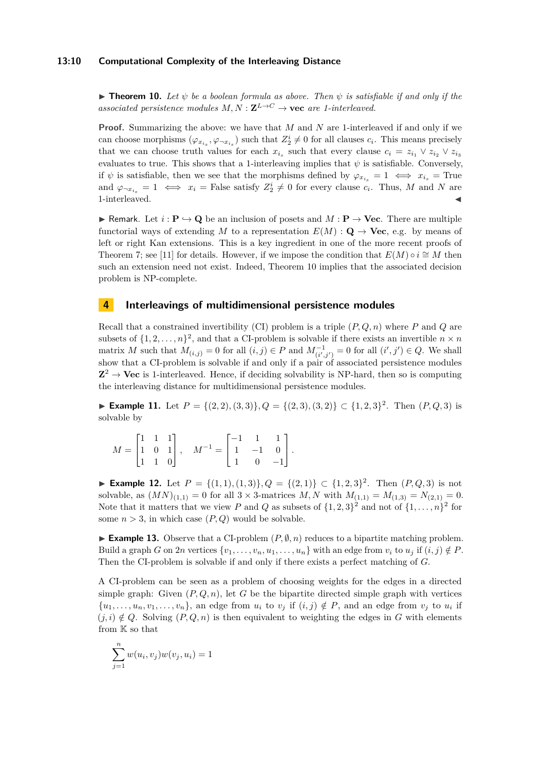▶ **Theorem 10.** *Let $\psi$ be a boolean formula as above. Then $\psi$ is satisfiable if and only if the associated persistence modules $M, N : \mathbf{Z}^{L\to C} \to \mathbf{vec}$ are 1-interleaved.*

**Proof.** Summarizing the above: we have that $M$ and $N$ are 1-interleaved if and only if we can choose morphisms $(\varphi_{x_{i_s}}, \varphi_{\neg x_{i_s}})$ such that $Z_2^i \neq 0$ for all clauses $c_i$. This means precisely that we can choose truth values for each $x_{i_s}$ such that every clause $c_i = z_{i_1} \vee z_{i_2} \vee z_{i_3}$ evaluates to true. This shows that a 1-interleaving implies that $\psi$ is satisfiable. Conversely, if $\psi$ is satisfiable, then we see that the morphisms defined by $\varphi_{x_{i_s}} = 1 \iff x_{i_s} = \text{True}$ and $\varphi_{\neg x_{i_s}} = 1 \iff x_i = \text{False}$ satisfy $Z_2^i \neq 0$ for every clause $c_i$. Thus, $M$ and $N$ are 1-interleaved. ◀

▶ Remark. Let $i : \mathbf{P} \hookrightarrow \mathbf{Q}$ be an inclusion of posets and $M : \mathbf{P} \to \mathbf{Vec}$. There are multiple functorial ways of extending $M$ to a representation $E(M) : \mathbf{Q} \to \mathbf{Vec}$, e.g. by means of left or right Kan extensions. This is a key ingredient in one of the more recent proofs of Theorem 7; see [11] for details. However, if we impose the condition that $E(M) \circ i \cong M$ then such an extension need not exist. Indeed, Theorem 10 implies that the associated decision problem is NP-complete.

## 4 Interleavings of multidimensional persistence modules

Recall that a constrained invertibility (CI) problem is a triple $(P, Q, n)$ where $P$ and $Q$ are subsets of $\{1, 2, \ldots, n\}^2$, and that a CI-problem is solvable if there exists an invertible $n \times n$ matrix $M$ such that $M_{(i,j)} = 0$ for all $(i,j) \in P$ and $M^{-1}_{(i',j')} = 0$ for all $(i', j') \in Q$. We shall show that a CI-problem is solvable if and only if a pair of associated persistence modules $\mathbf{Z}^2 \to \mathbf{Vec}$ is 1-interleaved. Hence, if deciding solvability is NP-hard, then so is computing the interleaving distance for multidimensional persistence modules.

▶ **Example 11.** Let $P = \{(2,2), (3,3)\}, Q = \{(2,3), (3,2)\} \subset \{1,2,3\}^2$. Then $(P, Q, 3)$ is solvable by

$$M = \begin{bmatrix} 1 & 1 & 1 \\ 1 & 0 & 1 \\ 1 & 1 & 0 \end{bmatrix}, \quad M^{-1} = \begin{bmatrix} -1 & 1 & 1 \\ 1 & -1 & 0 \\ 1 & 0 & -1 \end{bmatrix}.$$

▶ **Example 12.** Let $P = \{(1,1), (1,3)\}, Q = \{(2,1)\} \subset \{1,2,3\}^2$. Then $(P, Q, 3)$ is not solvable, as $(MN)_{(1,1)} = 0$ for all $3 \times 3$-matrices $M, N$ with $M_{(1,1)} = M_{(1,3)} = N_{(2,1)} = 0$. Note that it matters that we view $P$ and $Q$ as subsets of $\{1,2,3\}^2$ and not of $\{1, \ldots, n\}^2$ for some $n > 3$, in which case $(P, Q)$ would be solvable.

▶ **Example 13.** Observe that a CI-problem $(P, \emptyset, n)$ reduces to a bipartite matching problem. Build a graph $G$ on $2n$ vertices $\{v_1, \ldots, v_n, u_1, \ldots, u_n\}$ with an edge from $v_i$ to $u_j$ if $(i,j) \notin P$. Then the CI-problem is solvable if and only if there exists a perfect matching of $G$.

A CI-problem can be seen as a problem of choosing weights for the edges in a directed simple graph: Given $(P, Q, n)$, let $G$ be the bipartite directed simple graph with vertices $\{u_1, \ldots, u_n, v_1, \ldots, v_n\}$, an edge from $u_i$ to $v_j$ if $(i,j) \notin P$, and an edge from $v_j$ to $u_i$ if $(j,i) \notin Q$. Solving $(P, Q, n)$ is then equivalent to weighting the edges in $G$ with elements from $\mathbb{K}$ so that

$$\sum_{j=1}^{n} w(u_i, v_j) w(v_j, u_i) = 1$$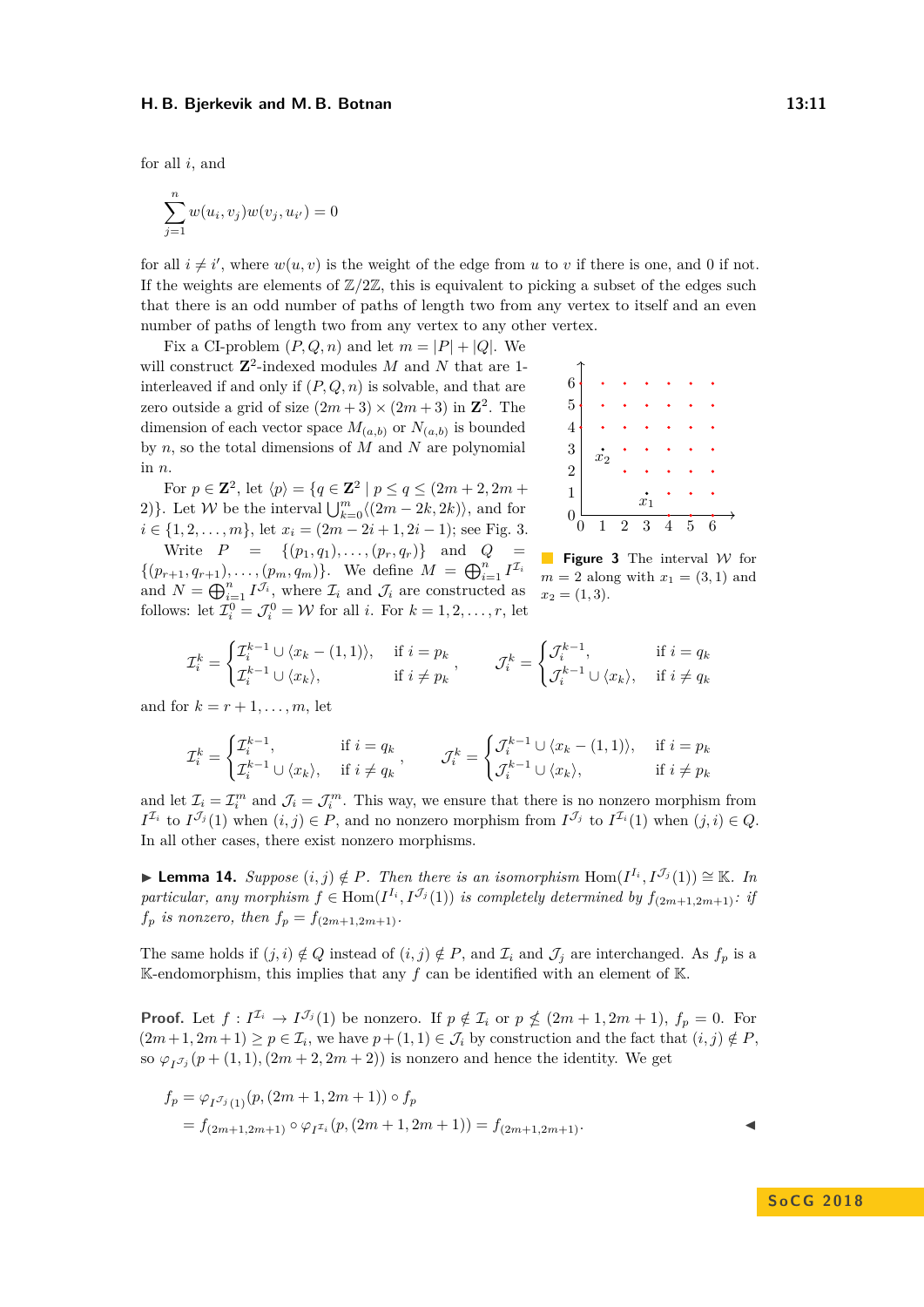for all $i$, and

$$\sum_{j=1}^{n} w(u_i, v_j) w(v_j, u_{i'}) = 0$$

for all $i \neq i'$, where $w(u, v)$ is the weight of the edge from $u$ to $v$ if there is one, and 0 if not. If the weights are elements of $\mathbb{Z}/2\mathbb{Z}$, this is equivalent to picking a subset of the edges such that there is an odd number of paths of length two from any vertex to itself and an even number of paths of length two from any vertex to any other vertex.

Fix a CI-problem $(P, Q, n)$ and let $m = |P| + |Q|$. We will construct $\mathbf{Z}^2$-indexed modules $M$ and $N$ that are 1-interleaved if and only if $(P, Q, n)$ is solvable, and that are zero outside a grid of size $(2m+3) \times (2m+3)$ in $\mathbf{Z}^2$. The dimension of each vector space $M_{(a,b)}$ or $N_{(a,b)}$ is bounded by $n$, so the total dimensions of $M$ and $N$ are polynomial in $n$.

For $p \in \mathbf{Z}^2$, let $\langle p \rangle = \{q \in \mathbf{Z}^2 \mid p \leq q \leq (2m+2, 2m+2)\}$. Let $\mathcal{W}$ be the interval $\bigcup_{k=0}^{m} \langle (2m-2k, 2k) \rangle$, and for $i \in \{1, 2, \ldots, m\}$, let $x_i = (2m-2i+1, 2i-1)$; see Fig. 3.

Write $P = \{(p_1, q_1), \ldots, (p_r, q_r)\}$ and $Q = \{(p_{r+1}, q_{r+1}), \ldots, (p_m, q_m)\}$. We define $M = \bigoplus_{i=1}^{n} I^{\mathcal{I}_i}$ and $N = \bigoplus_{i=1}^{n} I^{\mathcal{J}_i}$, where $\mathcal{I}_i$ and $\mathcal{J}_i$ are constructed as follows: let $\mathcal{I}_i^0 = \mathcal{J}_i^0 = \mathcal{W}$ for all $i$. For $k = 1, 2, \ldots, r$, let

**Figure 3** The interval $\mathcal{W}$ for $m = 2$ along with $x_1 = (3, 1)$ and $x_2 = (1, 3)$.

$$\mathcal{I}_i^k = \begin{cases} \mathcal{I}_i^{k-1} \cup \langle x_k - (1,1) \rangle, & \text{if } i = p_k \\ \mathcal{I}_i^{k-1} \cup \langle x_k \rangle, & \text{if } i \neq p_k \end{cases}, \qquad \mathcal{J}_i^k = \begin{cases} \mathcal{J}_i^{k-1}, & \text{if } i = q_k \\ \mathcal{J}_i^{k-1} \cup \langle x_k \rangle, & \text{if } i \neq q_k \end{cases}$$

and for $k = r+1, \ldots, m$, let

$$\mathcal{I}_i^k = \begin{cases} \mathcal{I}_i^{k-1}, & \text{if } i = q_k \\ \mathcal{I}_i^{k-1} \cup \langle x_k \rangle, & \text{if } i \neq q_k \end{cases}, \qquad \mathcal{J}_i^k = \begin{cases} \mathcal{J}_i^{k-1} \cup \langle x_k - (1,1) \rangle, & \text{if } i = p_k \\ \mathcal{J}_i^{k-1} \cup \langle x_k \rangle, & \text{if } i \neq p_k \end{cases}$$

and let $\mathcal{I}_i = \mathcal{I}_i^m$ and $\mathcal{J}_i = \mathcal{J}_i^m$. This way, we ensure that there is no nonzero morphism from $I^{\mathcal{I}_i}$ to $I^{\mathcal{J}_j}(1)$ when $(i, j) \in P$, and no nonzero morphism from $I^{\mathcal{J}_j}$ to $I^{\mathcal{I}_i}(1)$ when $(j, i) \in Q$. In all other cases, there exist nonzero morphisms.

▶ **Lemma 14.** *Suppose $(i, j) \notin P$. Then there is an isomorphism $\mathrm{Hom}(I^{I_i}, I^{\mathcal{J}_j}(1)) \cong \mathbb{K}$. In particular, any morphism $f \in \mathrm{Hom}(I^{I_i}, I^{\mathcal{J}_j}(1))$ is completely determined by $f_{(2m+1,2m+1)}$: if $f_p$ is nonzero, then $f_p = f_{(2m+1,2m+1)}$.*

The same holds if $(j, i) \notin Q$ instead of $(i, j) \notin P$, and $\mathcal{I}_i$ and $\mathcal{J}_j$ are interchanged. As $f_p$ is a $\mathbb{K}$-endomorphism, this implies that any $f$ can be identified with an element of $\mathbb{K}$.

**Proof.** Let $f : I^{\mathcal{I}_i} \to I^{\mathcal{J}_j}(1)$ be nonzero. If $p \notin \mathcal{I}_i$ or $p \nleq (2m+1, 2m+1)$, $f_p = 0$. For $(2m+1, 2m+1) \geq p \in \mathcal{I}_i$, we have $p + (1,1) \in \mathcal{J}_i$ by construction and the fact that $(i, j) \notin P$, so $\varphi_{I^{\mathcal{J}_j}}(p + (1,1), (2m+2, 2m+2))$ is nonzero and hence the identity. We get

$$\begin{aligned} f_p &= \varphi_{I^{\mathcal{J}_j}(1)}(p, (2m+1, 2m+1)) \circ f_p \\ &= f_{(2m+1,2m+1)} \circ \varphi_{I^{\mathcal{I}_i}}(p, (2m+1, 2m+1)) = f_{(2m+1,2m+1)}. \end{aligned}$$ ◀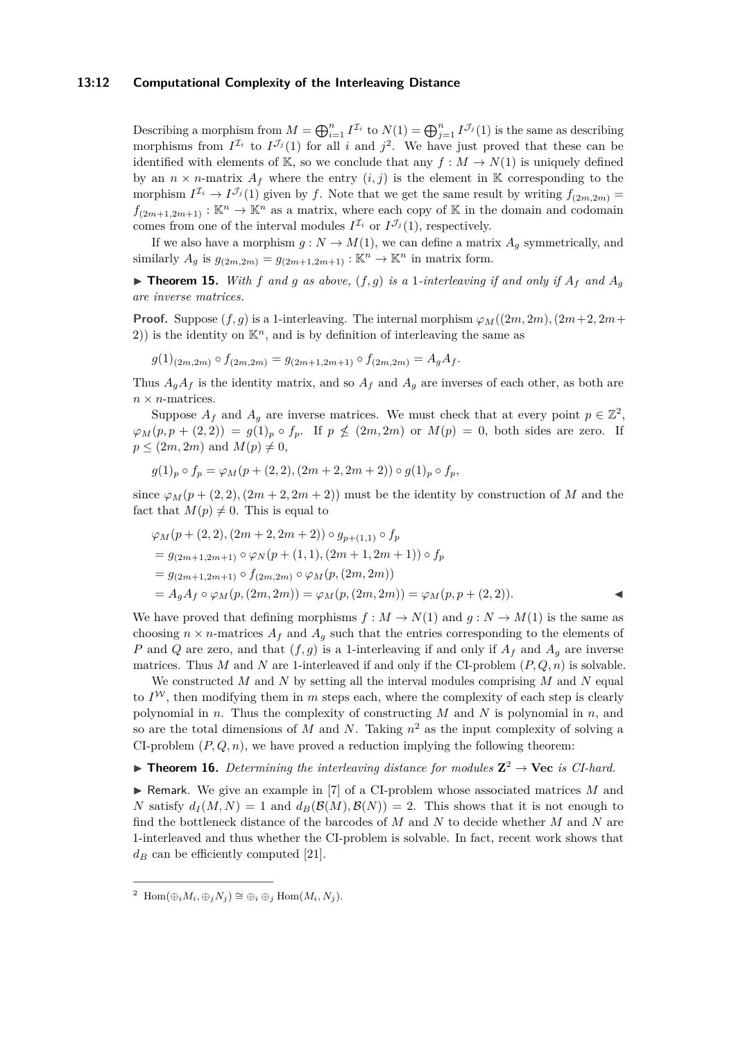Describing a morphism from $M = \bigoplus_{i=1}^{n} I^{\mathcal{I}_i}$ to $N(1) = \bigoplus_{j=1}^{n} I^{\mathcal{J}_j}(1)$ is the same as describing morphisms from $I^{\mathcal{I}_i}$ to $I^{\mathcal{J}_j}(1)$ for all $i$ and $j$[2]. We have just proved that these can be identified with elements of $\mathbb{K}$, so we conclude that any $f : M \to N(1)$ is uniquely defined by an $n \times n$-matrix $A_f$ where the entry $(i,j)$ is the element in $\mathbb{K}$ corresponding to the morphism $I^{\mathcal{I}_i} \to I^{\mathcal{J}_j}(1)$ given by $f$. Note that we get the same result by writing $f_{(2m,2m)} = f_{(2m+1,2m+1)} : \mathbb{K}^n \to \mathbb{K}^n$ as a matrix, where each copy of $\mathbb{K}$ in the domain and codomain comes from one of the interval modules $I^{\mathcal{I}_i}$ or $I^{\mathcal{J}_j}(1)$, respectively.

If we also have a morphism $g : N \to M(1)$, we can define a matrix $A_g$ symmetrically, and similarly $A_g$ is $g_{(2m,2m)} = g_{(2m+1,2m+1)} : \mathbb{K}^n \to \mathbb{K}^n$ in matrix form.

▶ **Theorem 15.** *With $f$ and $g$ as above, $(f,g)$ is a 1-interleaving if and only if $A_f$ and $A_g$ are inverse matrices.*

**Proof.** Suppose $(f,g)$ is a 1-interleaving. The internal morphism $\varphi_M((2m,2m),(2m+2,2m+2))$ is the identity on $\mathbb{K}^n$, and is by definition of interleaving the same as

$$g(1)_{(2m,2m)} \circ f_{(2m,2m)} = g_{(2m+1,2m+1)} \circ f_{(2m,2m)} = A_g A_f.$$

Thus $A_g A_f$ is the identity matrix, and so $A_f$ and $A_g$ are inverses of each other, as both are $n \times n$-matrices.

Suppose $A_f$ and $A_g$ are inverse matrices. We must check that at every point $p \in \mathbb{Z}^2$, $\varphi_M(p, p+(2,2)) = g(1)_p \circ f_p$. If $p \not\leq (2m,2m)$ or $M(p) = 0$, both sides are zero. If $p \leq (2m,2m)$ and $M(p) \neq 0$,

$$g(1)_p \circ f_p = \varphi_M(p+(2,2),(2m+2,2m+2)) \circ g(1)_p \circ f_p,$$

since $\varphi_M(p+(2,2),(2m+2,2m+2))$ must be the identity by construction of $M$ and the fact that $M(p) \neq 0$. This is equal to

$$\begin{aligned}
&\varphi_M(p+(2,2),(2m+2,2m+2)) \circ g_{p+(1,1)} \circ f_p \\
&= g_{(2m+1,2m+1)} \circ \varphi_N(p+(1,1),(2m+1,2m+1)) \circ f_p \\
&= g_{(2m+1,2m+1)} \circ f_{(2m,2m)} \circ \varphi_M(p,(2m,2m)) \\
&= A_g A_f \circ \varphi_M(p,(2m,2m)) = \varphi_M(p,(2m,2m)) = \varphi_M(p,p+(2,2)).
\end{aligned}$$ ◀

We have proved that defining morphisms $f : M \to N(1)$ and $g : N \to M(1)$ is the same as choosing $n \times n$-matrices $A_f$ and $A_g$ such that the entries corresponding to the elements of $P$ and $Q$ are zero, and that $(f,g)$ is a 1-interleaving if and only if $A_f$ and $A_g$ are inverse matrices. Thus $M$ and $N$ are 1-interleaved if and only if the CI-problem $(P,Q,n)$ is solvable.

We constructed $M$ and $N$ by setting all the interval modules comprising $M$ and $N$ equal to $I^{\mathcal{W}}$, then modifying them in $m$ steps each, where the complexity of each step is clearly polynomial in $n$. Thus the complexity of constructing $M$ and $N$ is polynomial in $n$, and so are the total dimensions of $M$ and $N$. Taking $n^2$ as the input complexity of solving a CI-problem $(P,Q,n)$, we have proved a reduction implying the following theorem:

▶ **Theorem 16.** *Determining the interleaving distance for modules $\mathbf{Z}^2 \to \mathbf{Vec}$ is CI-hard.*

▶ Remark. We give an example in [7] of a CI-problem whose associated matrices $M$ and $N$ satisfy $d_I(M,N) = 1$ and $d_B(\mathcal{B}(M),\mathcal{B}(N)) = 2$. This shows that it is not enough to find the bottleneck distance of the barcodes of $M$ and $N$ to decide whether $M$ and $N$ are 1-interleaved and thus whether the CI-problem is solvable. In fact, recent work shows that $d_B$ can be efficiently computed [21].

---

[2] $\mathrm{Hom}(\oplus_i M_i, \oplus_j N_j) \cong \oplus_i \oplus_j \mathrm{Hom}(M_i, N_j)$.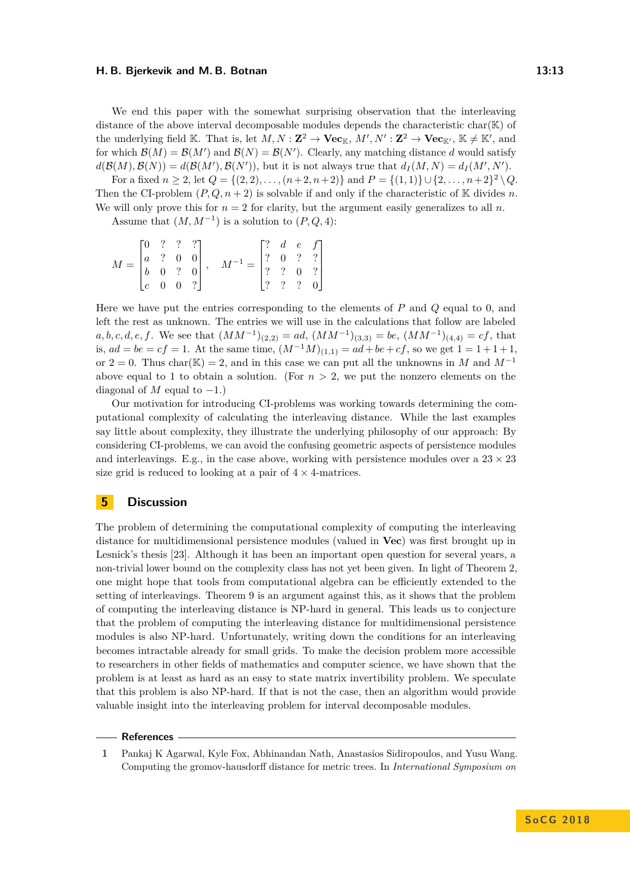We end this paper with the somewhat surprising observation that the interleaving distance of the above interval decomposable modules depends the characteristic char($\mathbb{K}$) of the underlying field $\mathbb{K}$. That is, let $M, N : \mathbf{Z}^2 \to \mathbf{Vec}_{\mathbb{K}}$, $M', N' : \mathbf{Z}^2 \to \mathbf{Vec}_{\mathbb{K}'}$, $\mathbb{K} \neq \mathbb{K}'$, and for which $\mathcal{B}(M) = \mathcal{B}(M')$ and $\mathcal{B}(N) = \mathcal{B}(N')$. Clearly, any matching distance $d$ would satisfy $d(\mathcal{B}(M), \mathcal{B}(N)) = d(\mathcal{B}(M'), \mathcal{B}(N'))$, but it is not always true that $d_I(M, N) = d_I(M', N')$.

For a fixed $n \geq 2$, let $Q = \{(2,2), \ldots, (n+2, n+2)\}$ and $P = \{(1,1)\} \cup \{2, \ldots, n+2\}^2 \setminus Q$. Then the CI-problem $(P, Q, n+2)$ is solvable if and only if the characteristic of $\mathbb{K}$ divides $n$. We will only prove this for $n = 2$ for clarity, but the argument easily generalizes to all $n$.

Assume that $(M, M^{-1})$ is a solution to $(P, Q, 4)$:

$$M = \begin{bmatrix} 0 & ? & ? & ? \\ a & ? & 0 & 0 \\ b & 0 & ? & 0 \\ c & 0 & 0 & ? \end{bmatrix}, \quad M^{-1} = \begin{bmatrix} ? & d & e & f \\ ? & 0 & ? & ? \\ ? & ? & 0 & ? \\ ? & ? & ? & 0 \end{bmatrix}$$

Here we have put the entries corresponding to the elements of $P$ and $Q$ equal to 0, and left the rest as unknown. The entries we will use in the calculations that follow are labeled $a, b, c, d, e, f$. We see that $(MM^{-1})_{(2,2)} = ad$, $(MM^{-1})_{(3,3)} = be$, $(MM^{-1})_{(4,4)} = cf$, that is, $ad = be = cf = 1$. At the same time, $(M^{-1}M)_{(1,1)} = ad + be + cf$, so we get $1 = 1 + 1 + 1$, or $2 = 0$. Thus char($\mathbb{K}$) $= 2$, and in this case we can put all the unknowns in $M$ and $M^{-1}$ above equal to 1 to obtain a solution. (For $n > 2$, we put the nonzero elements on the diagonal of $M$ equal to $-1$.)

Our motivation for introducing CI-problems was working towards determining the computational complexity of calculating the interleaving distance. While the last examples say little about complexity, they illustrate the underlying philosophy of our approach: By considering CI-problems, we can avoid the confusing geometric aspects of persistence modules and interleavings. E.g., in the case above, working with persistence modules over a $23 \times 23$ size grid is reduced to looking at a pair of $4 \times 4$-matrices.

## 5 Discussion

The problem of determining the computational complexity of computing the interleaving distance for multidimensional persistence modules (valued in **Vec**) was first brought up in Lesnick's thesis [23]. Although it has been an important open question for several years, a non-trivial lower bound on the complexity class has not yet been given. In light of Theorem 2, one might hope that tools from computational algebra can be efficiently extended to the setting of interleavings. Theorem 9 is an argument against this, as it shows that the problem of computing the interleaving distance is NP-hard in general. This leads us to conjecture that the problem of computing the interleaving distance for multidimensional persistence modules is also NP-hard. Unfortunately, writing down the conditions for an interleaving becomes intractable already for small grids. To make the decision problem more accessible to researchers in other fields of mathematics and computer science, we have shown that the problem is at least as hard as an easy to state matrix invertibility problem. We speculate that this problem is also NP-hard. If that is not the case, then an algorithm would provide valuable insight into the interleaving problem for interval decomposable modules.

## References

1 Pankaj K Agarwal, Kyle Fox, Abhinandan Nath, Anastasios Sidiropoulos, and Yusu Wang. Computing the gromov-hausdorff distance for metric trees. In *International Symposium on*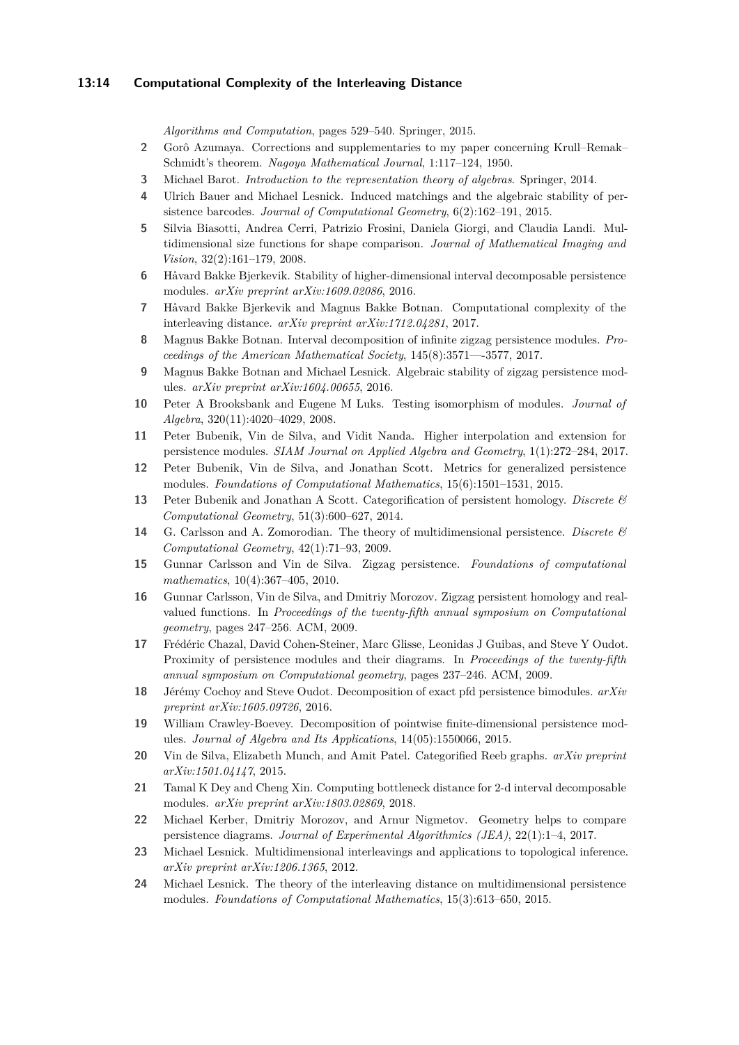*Algorithms and Computation*, pages 529–540. Springer, 2015.

2. Gorô Azumaya. Corrections and supplementaries to my paper concerning Krull–Remak–Schmidt's theorem. *Nagoya Mathematical Journal*, 1:117–124, 1950.
3. Michael Barot. *Introduction to the representation theory of algebras*. Springer, 2014.
4. Ulrich Bauer and Michael Lesnick. Induced matchings and the algebraic stability of persistence barcodes. *Journal of Computational Geometry*, 6(2):162–191, 2015.
5. Silvia Biasotti, Andrea Cerri, Patrizio Frosini, Daniela Giorgi, and Claudia Landi. Multidimensional size functions for shape comparison. *Journal of Mathematical Imaging and Vision*, 32(2):161–179, 2008.
6. Håvard Bakke Bjerkevik. Stability of higher-dimensional interval decomposable persistence modules. *arXiv preprint arXiv:1609.02086*, 2016.
7. Håvard Bakke Bjerkevik and Magnus Bakke Botnan. Computational complexity of the interleaving distance. *arXiv preprint arXiv:1712.04281*, 2017.
8. Magnus Bakke Botnan. Interval decomposition of infinite zigzag persistence modules. *Proceedings of the American Mathematical Society*, 145(8):3571—-3577, 2017.
9. Magnus Bakke Botnan and Michael Lesnick. Algebraic stability of zigzag persistence modules. *arXiv preprint arXiv:1604.00655*, 2016.
10. Peter A Brooksbank and Eugene M Luks. Testing isomorphism of modules. *Journal of Algebra*, 320(11):4020–4029, 2008.
11. Peter Bubenik, Vin de Silva, and Vidit Nanda. Higher interpolation and extension for persistence modules. *SIAM Journal on Applied Algebra and Geometry*, 1(1):272–284, 2017.
12. Peter Bubenik, Vin de Silva, and Jonathan Scott. Metrics for generalized persistence modules. *Foundations of Computational Mathematics*, 15(6):1501–1531, 2015.
13. Peter Bubenik and Jonathan A Scott. Categorification of persistent homology. *Discrete & Computational Geometry*, 51(3):600–627, 2014.
14. G. Carlsson and A. Zomorodian. The theory of multidimensional persistence. *Discrete & Computational Geometry*, 42(1):71–93, 2009.
15. Gunnar Carlsson and Vin de Silva. Zigzag persistence. *Foundations of computational mathematics*, 10(4):367–405, 2010.
16. Gunnar Carlsson, Vin de Silva, and Dmitriy Morozov. Zigzag persistent homology and real-valued functions. In *Proceedings of the twenty-fifth annual symposium on Computational geometry*, pages 247–256. ACM, 2009.
17. Frédéric Chazal, David Cohen-Steiner, Marc Glisse, Leonidas J Guibas, and Steve Y Oudot. Proximity of persistence modules and their diagrams. In *Proceedings of the twenty-fifth annual symposium on Computational geometry*, pages 237–246. ACM, 2009.
18. Jérémy Cochoy and Steve Oudot. Decomposition of exact pfd persistence bimodules. *arXiv preprint arXiv:1605.09726*, 2016.
19. William Crawley-Boevey. Decomposition of pointwise finite-dimensional persistence modules. *Journal of Algebra and Its Applications*, 14(05):1550066, 2015.
20. Vin de Silva, Elizabeth Munch, and Amit Patel. Categorified Reeb graphs. *arXiv preprint arXiv:1501.04147*, 2015.
21. Tamal K Dey and Cheng Xin. Computing bottleneck distance for 2-d interval decomposable modules. *arXiv preprint arXiv:1803.02869*, 2018.
22. Michael Kerber, Dmitriy Morozov, and Arnur Nigmetov. Geometry helps to compare persistence diagrams. *Journal of Experimental Algorithmics (JEA)*, 22(1):1–4, 2017.
23. Michael Lesnick. Multidimensional interleavings and applications to topological inference. *arXiv preprint arXiv:1206.1365*, 2012.
24. Michael Lesnick. The theory of the interleaving distance on multidimensional persistence modules. *Foundations of Computational Mathematics*, 15(3):613–650, 2015.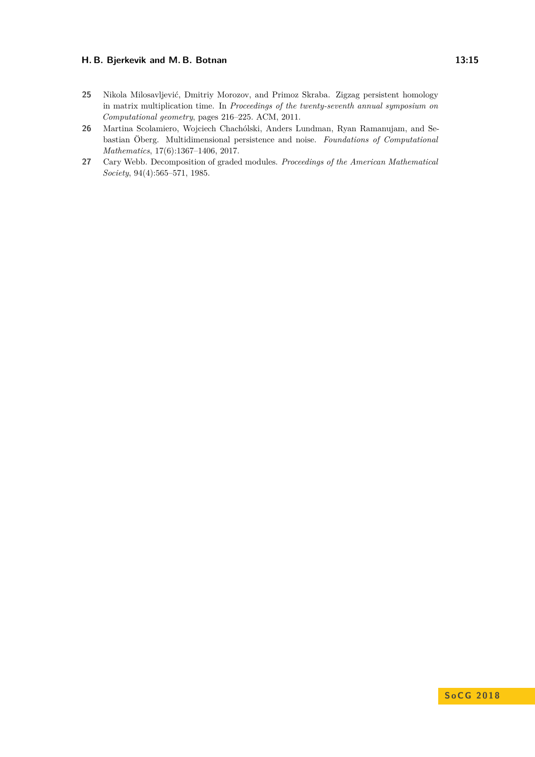25 Nikola Milosavljević, Dmitriy Morozov, and Primoz Skraba. Zigzag persistent homology in matrix multiplication time. In *Proceedings of the twenty-seventh annual symposium on Computational geometry*, pages 216–225. ACM, 2011.

26 Martina Scolamiero, Wojciech Chachólski, Anders Lundman, Ryan Ramanujam, and Sebastian Öberg. Multidimensional persistence and noise. *Foundations of Computational Mathematics*, 17(6):1367–1406, 2017.

27 Cary Webb. Decomposition of graded modules. *Proceedings of the American Mathematical Society*, 94(4):565–571, 1985.